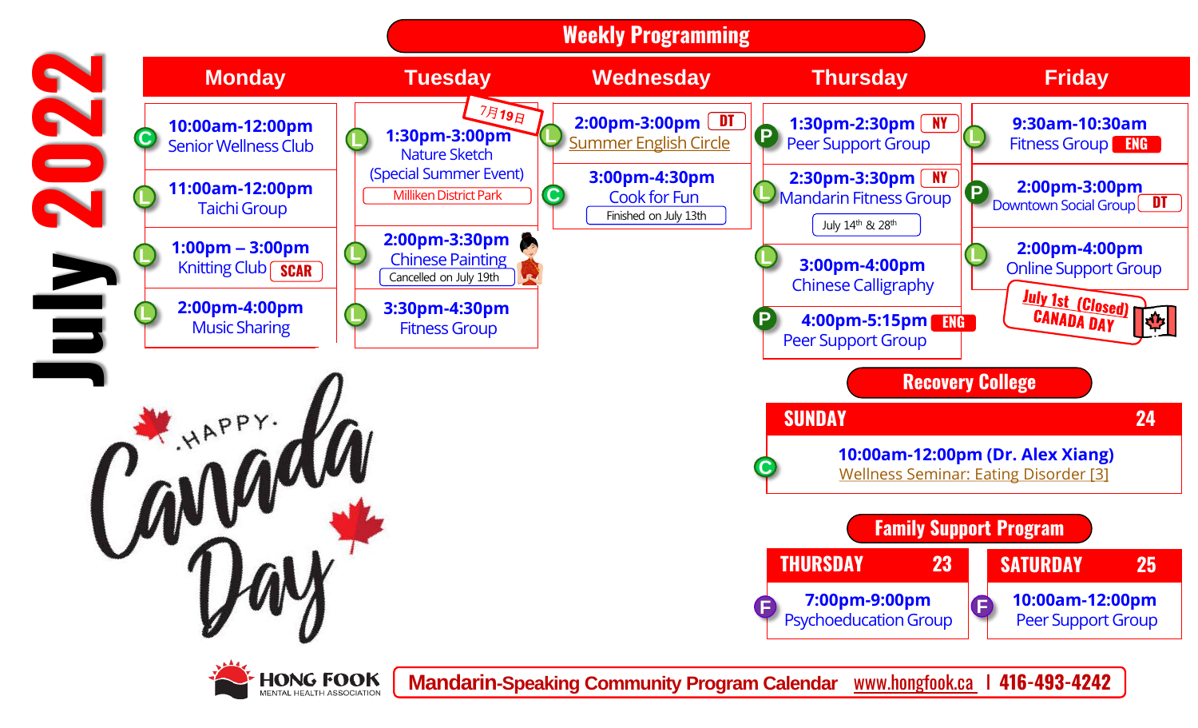# July 2022

## Weekly Programming

| Monday | Tuesday | Wednesday | Thursday | Friday |
|---|---|---|---|---|
| (C) **10:00am-12:00pm** Senior Wellness Club | (L) **1:30pm-3:00pm** Nature Sketch (Special Summer Event) Milliken District Park — 7月19日 | (L) **2:00pm-3:00pm** DT Summer English Circle | (P) **1:30pm-2:30pm** NY Peer Support Group | (L) **9:30am-10:30am** Fitness Group ENG |
| (L) **11:00am-12:00pm** Taichi Group | (L) **2:00pm-3:30pm** Chinese Painting — Cancelled on July 19th | (C) **3:00pm-4:30pm** Cook for Fun — Finished on July 13th | (L) **2:30pm-3:30pm** NY Mandarin Fitness Group — July 14th & 28th | (P) **2:00pm-3:00pm** Downtown Social Group DT |
| (L) **1:00pm – 3:00pm** Knitting Club SCAR | (L) **3:30pm-4:30pm** Fitness Group | | (L) **3:00pm-4:00pm** Chinese Calligraphy | (L) **2:00pm-4:00pm** Online Support Group |
| (L) **2:00pm-4:00pm** Music Sharing | | | (P) **4:00pm-5:15pm** ENG Peer Support Group | July 1st (Closed) CANADA DAY |

## Recovery College

| SUNDAY 24 |
|---|
| (C) **10:00am-12:00pm (Dr. Alex Xiang)** Wellness Seminar: Eating Disorder [3] |

## Family Support Program

| THURSDAY 23 | SATURDAY 25 |
|---|---|
| (F) **7:00pm-9:00pm** Psychoeducation Group | (F) **10:00am-12:00pm** Peer Support Group |

HAPPY Canada Day

HONG FOOK MENTAL HEALTH ASSOCIATION

**Mandarin-Speaking Community Program Calendar** www.hongfook.ca | 416-493-4242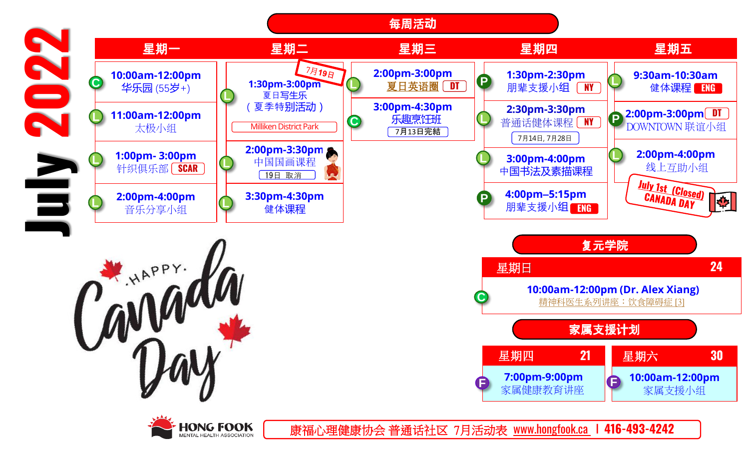# July 2022

## 每周活动

| 星期一 | 星期二 | 星期三 | 星期四 | 星期五 |
|---|---|---|---|---|
| (C) 10:00am-12:00pm 华乐园 (55岁+) | (L) 1:30pm-3:00pm 夏日写生乐（夏季特别活动）7月19日 Milliken District Park | (L) 2:00pm-3:00pm 夏日英语圈 DT | (P) 1:30pm-2:30pm 朋辈支援小组 NY | (L) 9:30am-10:30am 健体课程 ENG |
| (L) 11:00am-12:00pm 太极小组 | (L) 2:00pm-3:30pm 中国国画课程 19日 取消 | (C) 3:00pm-4:30pm 乐趣烹饪班 7月13日完結 | (L) 2:30pm-3:30pm 普通话健体课程 NY 7月14日, 7月28日 | (P) 2:00pm-3:00pm DT DOWNTOWN 联谊小组 |
| (L) 1:00pm- 3:00pm 针织俱乐部 SCAR | (L) 3:30pm-4:30pm 健体课程 | | (L) 3:00pm-4:00pm 中国书法及素描课程 | (L) 2:00pm-4:00pm 线上互助小组 |
| (L) 2:00pm-4:00pm 音乐分享小组 | | | (P) 4:00pm–5:15pm 朋辈支援小组 ENG | July 1st (Closed) CANADA DAY |

Happy Canada Day

## 复元学院

| 星期日 24 |
|---|
| (C) 10:00am-12:00pm (Dr. Alex Xiang) 精神科医生系列讲座：饮食障碍症 [3] |

## 家属支援计划

| 星期四 21 | 星期六 30 |
|---|---|
| (F) 7:00pm-9:00pm 家属健康教育讲座 | (F) 10:00am-12:00pm 家属支援小组 |

HONG FOOK MENTAL HEALTH ASSOCIATION

康福心理健康协会 普通话社区 7月活动表 www.hongfook.ca | 416-493-4242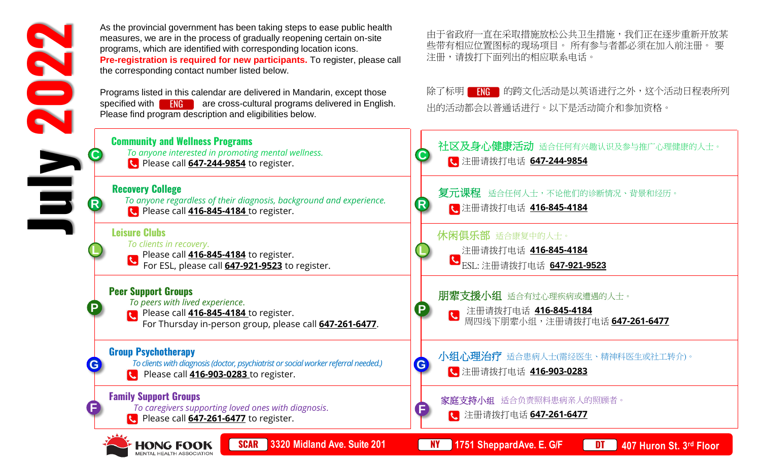# July 2022

As the provincial government has been taking steps to ease public health measures, we are in the process of gradually reopening certain on-site programs, which are identified with corresponding location icons. **Pre-registration is required for new participants.** To register, please call the corresponding contact number listed below.

Programs listed in this calendar are delivered in Mandarin, except those specified with ENG are cross-cultural programs delivered in English. Please find program description and eligibilities below.

由于省政府一直在采取措施放松公共卫生措施，我们正在逐步重新开放某些带有相应位置图标的现场项目。 所有参与者都必须在加入前注册。 要注册，请拨打下面列出的相应联系电话。

除了标明 ENG 的跨文化活动是以英语进行之外，这个活动日程表所列出的活动都会以普通话进行。以下是活动简介和参加资格。

## C — Community and Wellness Programs

*To anyone interested in promoting mental wellness.*
Please call **647-244-9854** to register.

**社区及身心健康活动** 适合任何有兴趣认识及参与推广心理健康的人士。
注册请拨打电话 **647-244-9854**

## R — Recovery College

*To anyone regardless of their diagnosis, background and experience.*
Please call **416-845-4184** to register.

**复元课程** 适合任何人士，不论他们的诊断情况、背景和经历。
注册请拨打电话 **416-845-4184**

## L — Leisure Clubs

*To clients in recovery.*
Please call **416-845-4184** to register.
For ESL, please call **647-921-9523** to register.

**休闲俱乐部** 适合康复中的人士。
注册请拨打电话 **416-845-4184**
ESL: 注册请拨打电话 **647-921-9523**

## P — Peer Support Groups

*To peers with lived experience.*
Please call **416-845-4184** to register.
For Thursday in-person group, please call **647-261-6477**.

**朋辈支援小组** 适合有过心理疾病或遭遇的人士。
注册请拨打电话 **416-845-4184**
周四线下朋辈小组，注册请拨打电话 **647-261-6477**

## G — Group Psychotherapy

*To clients with diagnosis (doctor, psychiatrist or social worker referral needed.)*
Please call **416-903-0283** to register.

**小组心理治疗** 适合患病人士(需经医生、精神科医生或社工转介)。
注册请拨打电话 **416-903-0283**

## F — Family Support Groups

*To caregivers supporting loved ones with diagnosis.*
Please call **647-261-6477** to register.

**家庭支持小组** 适合负责照料患病亲人的照顾者。
注册请拨打电话 **647-261-6477**

HONG FOOK MENTAL HEALTH ASSOCIATION

**SCAR** 3320 Midland Ave. Suite 201 | **NY** 1751 SheppardAve. E. G/F | **DT** 407 Huron St. 3rd Floor